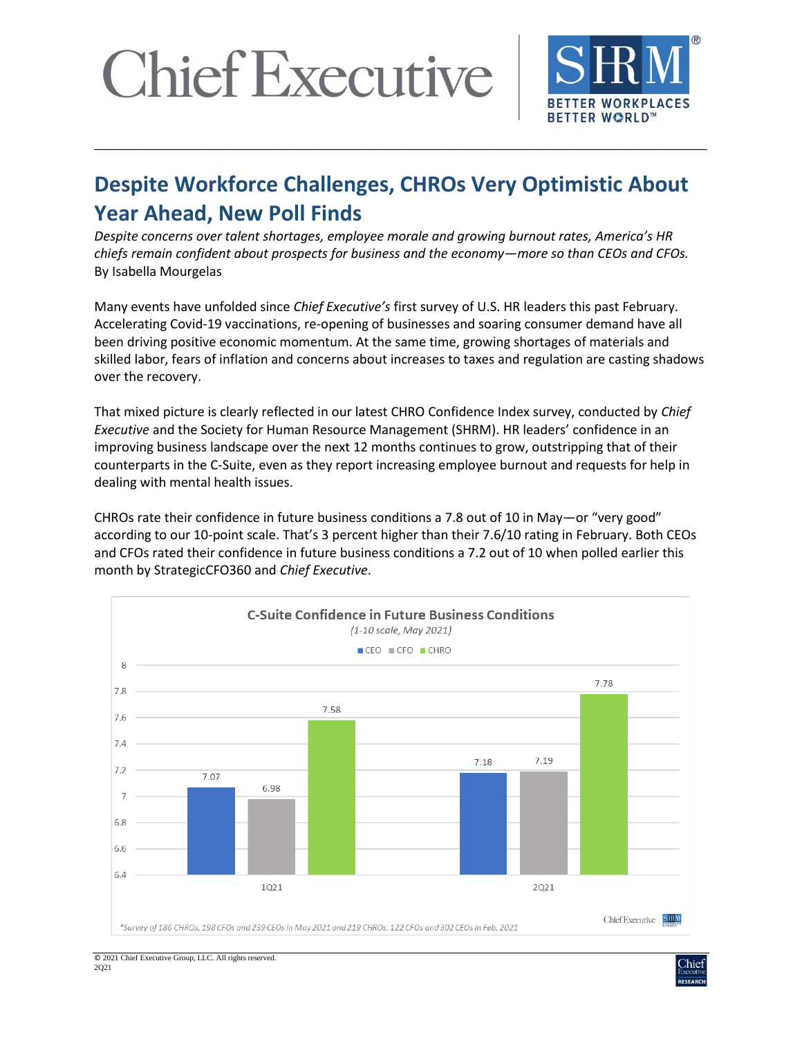# Despite Workforce Challenges, CHROs Very Optimistic About Year Ahead, New Poll Finds

*Despite concerns over talent shortages, employee morale and growing burnout rates, America's HR chiefs remain confident about prospects for business and the economy—more so than CEOs and CFOs.*
By Isabella Mourgelas

Many events have unfolded since *Chief Executive's* first survey of U.S. HR leaders this past February. Accelerating Covid-19 vaccinations, re-opening of businesses and soaring consumer demand have all been driving positive economic momentum. At the same time, growing shortages of materials and skilled labor, fears of inflation and concerns about increases to taxes and regulation are casting shadows over the recovery.

That mixed picture is clearly reflected in our latest CHRO Confidence Index survey, conducted by *Chief Executive* and the Society for Human Resource Management (SHRM). HR leaders' confidence in an improving business landscape over the next 12 months continues to grow, outstripping that of their counterparts in the C-Suite, even as they report increasing employee burnout and requests for help in dealing with mental health issues.

CHROs rate their confidence in future business conditions a 7.8 out of 10 in May—or "very good" according to our 10-point scale. That's 3 percent higher than their 7.6/10 rating in February. Both CEOs and CFOs rated their confidence in future business conditions a 7.2 out of 10 when polled earlier this month by StrategicCFO360 and *Chief Executive*.

**C-Suite Confidence in Future Business Conditions**
*(1-10 scale, May 2021)*

| | CEO | CFO | CHRO |
|---|---|---|---|
| 1Q21 | 7.07 | 6.98 | 7.58 |
| 2Q21 | 7.18 | 7.19 | 7.78 |

*Survey of 186 CHROs, 198 CFOs and 239 CEOs in May 2021 and 219 CHROs, 122 CFOs and 302 CEOs in Feb. 2021

© 2021 Chief Executive Group, LLC. All rights reserved.
2Q21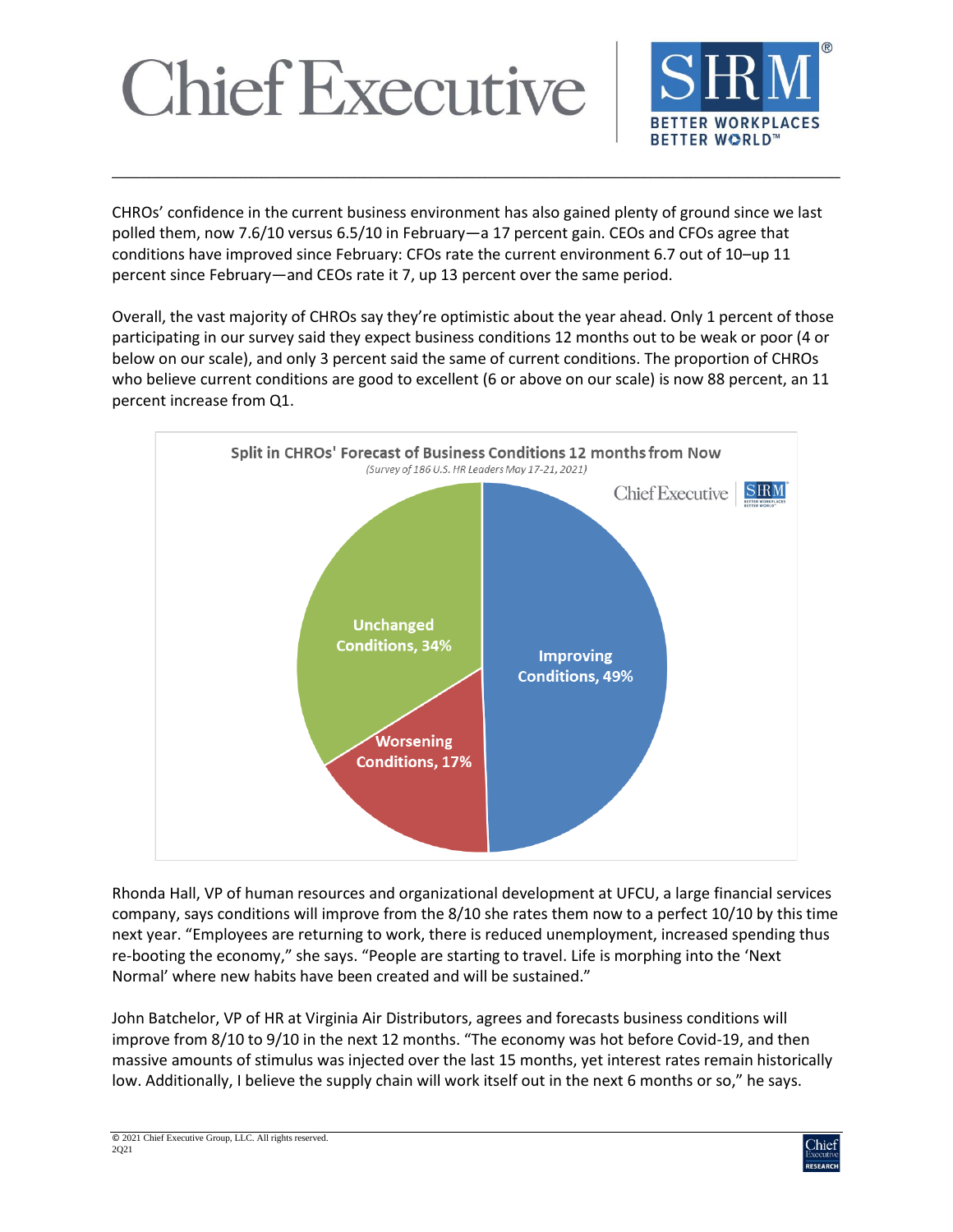CHROs' confidence in the current business environment has also gained plenty of ground since we last polled them, now 7.6/10 versus 6.5/10 in February—a 17 percent gain. CEOs and CFOs agree that conditions have improved since February: CFOs rate the current environment 6.7 out of 10–up 11 percent since February—and CEOs rate it 7, up 13 percent over the same period.

Overall, the vast majority of CHROs say they're optimistic about the year ahead. Only 1 percent of those participating in our survey said they expect business conditions 12 months out to be weak or poor (4 or below on our scale), and only 3 percent said the same of current conditions. The proportion of CHROs who believe current conditions are good to excellent (6 or above on our scale) is now 88 percent, an 11 percent increase from Q1.

**Split in CHROs' Forecast of Business Conditions 12 months from Now**

*(Survey of 186 U.S. HR Leaders May 17-21, 2021)*

| Forecast | Share |
| --- | --- |
| Improving Conditions | 49% |
| Unchanged Conditions | 34% |
| Worsening Conditions | 17% |

Rhonda Hall, VP of human resources and organizational development at UFCU, a large financial services company, says conditions will improve from the 8/10 she rates them now to a perfect 10/10 by this time next year. "Employees are returning to work, there is reduced unemployment, increased spending thus re-booting the economy," she says. "People are starting to travel. Life is morphing into the 'Next Normal' where new habits have been created and will be sustained."

John Batchelor, VP of HR at Virginia Air Distributors, agrees and forecasts business conditions will improve from 8/10 to 9/10 in the next 12 months. "The economy was hot before Covid-19, and then massive amounts of stimulus was injected over the last 15 months, yet interest rates remain historically low. Additionally, I believe the supply chain will work itself out in the next 6 months or so," he says.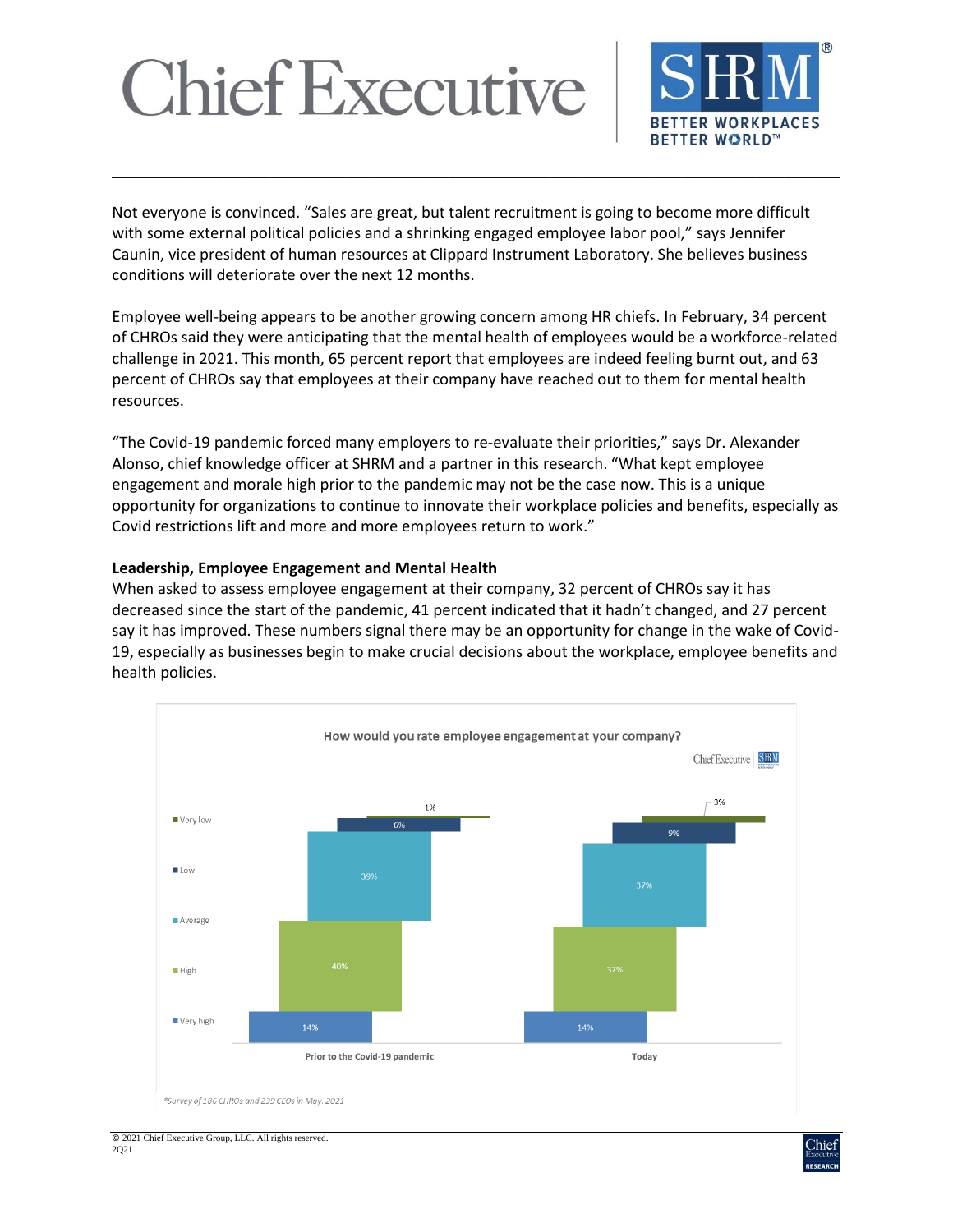Not everyone is convinced. “Sales are great, but talent recruitment is going to become more difficult with some external political policies and a shrinking engaged employee labor pool,” says Jennifer Caunin, vice president of human resources at Clippard Instrument Laboratory. She believes business conditions will deteriorate over the next 12 months.

Employee well-being appears to be another growing concern among HR chiefs. In February, 34 percent of CHROs said they were anticipating that the mental health of employees would be a workforce-related challenge in 2021. This month, 65 percent report that employees are indeed feeling burnt out, and 63 percent of CHROs say that employees at their company have reached out to them for mental health resources.

“The Covid-19 pandemic forced many employers to re-evaluate their priorities,” says Dr. Alexander Alonso, chief knowledge officer at SHRM and a partner in this research. “What kept employee engagement and morale high prior to the pandemic may not be the case now. This is a unique opportunity for organizations to continue to innovate their workplace policies and benefits, especially as Covid restrictions lift and more and more employees return to work.”

**Leadership, Employee Engagement and Mental Health**

When asked to assess employee engagement at their company, 32 percent of CHROs say it has decreased since the start of the pandemic, 41 percent indicated that it hadn’t changed, and 27 percent say it has improved. These numbers signal there may be an opportunity for change in the wake of Covid-19, especially as businesses begin to make crucial decisions about the workplace, employee benefits and health policies.

How would you rate employee engagement at your company?

| | Prior to the Covid-19 pandemic | Today |
|---|---|---|
| Very low | 1% | 3% |
| Low | 6% | 9% |
| Average | 39% | 37% |
| High | 40% | 37% |
| Very high | 14% | 14% |

*Survey of 186 CHROs and 239 CEOs in May. 2021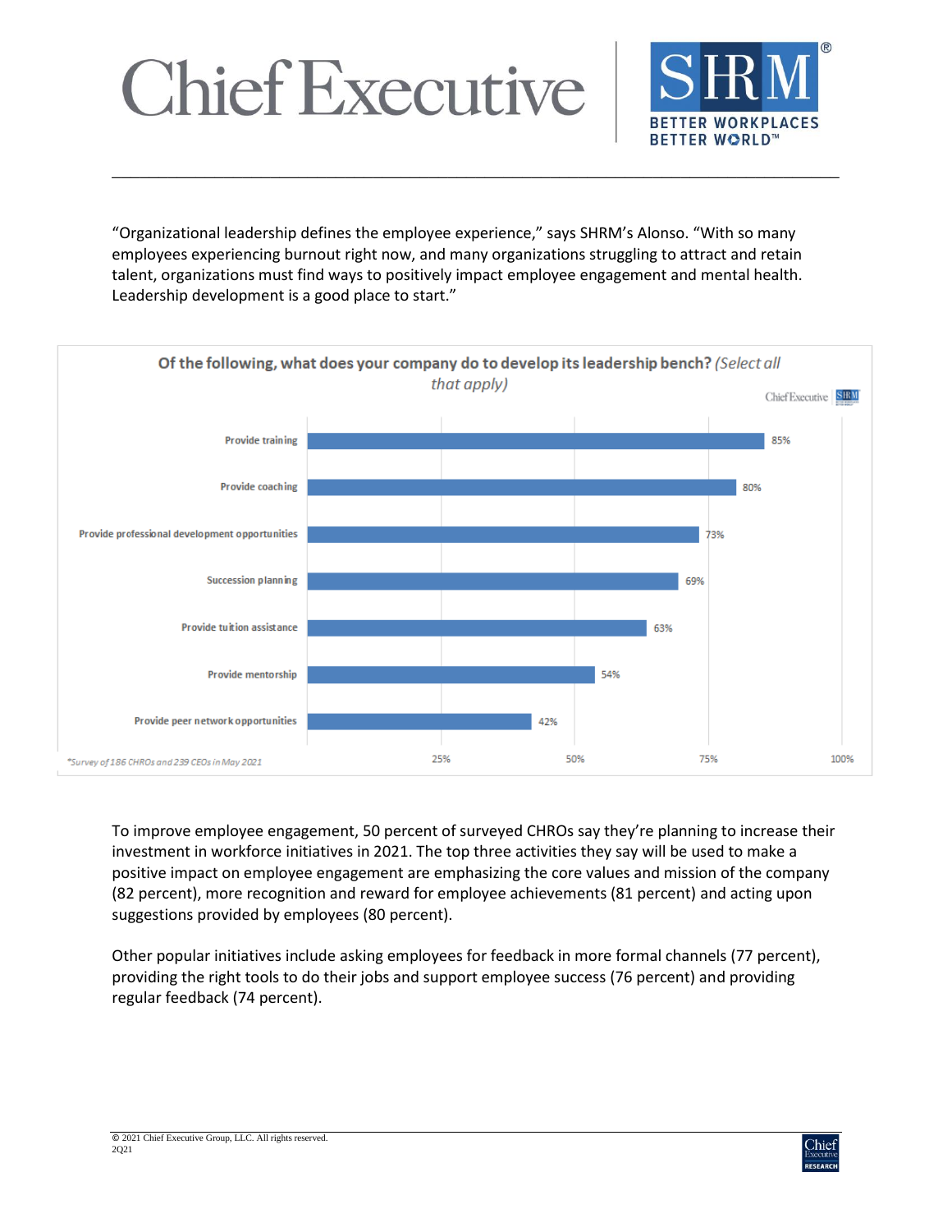"Organizational leadership defines the employee experience," says SHRM's Alonso. "With so many employees experiencing burnout right now, and many organizations struggling to attract and retain talent, organizations must find ways to positively impact employee engagement and mental health. Leadership development is a good place to start."

**Of the following, what does your company do to develop its leadership bench?** *(Select all that apply)*

| Activity | Percent |
|---|---|
| Provide training | 85% |
| Provide coaching | 80% |
| Provide professional development opportunities | 73% |
| Succession planning | 69% |
| Provide tuition assistance | 63% |
| Provide mentorship | 54% |
| Provide peer network opportunities | 42% |

*\*Survey of 186 CHROs and 239 CEOs in May 2021*

To improve employee engagement, 50 percent of surveyed CHROs say they're planning to increase their investment in workforce initiatives in 2021. The top three activities they say will be used to make a positive impact on employee engagement are emphasizing the core values and mission of the company (82 percent), more recognition and reward for employee achievements (81 percent) and acting upon suggestions provided by employees (80 percent).

Other popular initiatives include asking employees for feedback in more formal channels (77 percent), providing the right tools to do their jobs and support employee success (76 percent) and providing regular feedback (74 percent).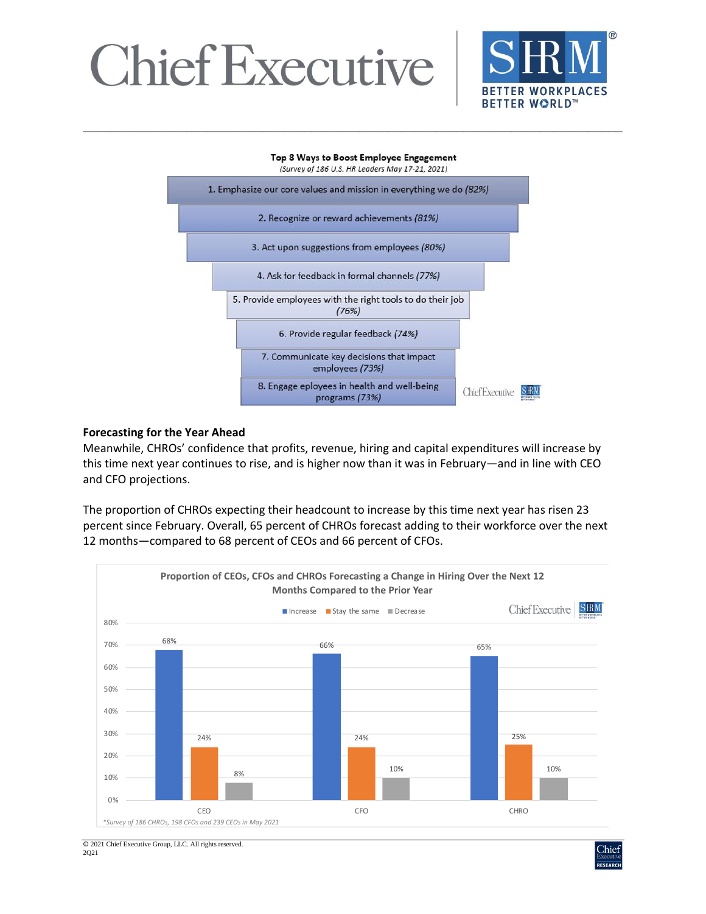**Top 8 Ways to Boost Employee Engagement**
*(Survey of 186 U.S. HR Leaders May 17-21, 2021)*

1. Emphasize our core values and mission in everything we do *(82%)*
2. Recognize or reward achievements *(81%)*
3. Act upon suggestions from employees *(80%)*
4. Ask for feedback in formal channels *(77%)*
5. Provide employees with the right tools to do their job *(76%)*
6. Provide regular feedback *(74%)*
7. Communicate key decisions that impact employees *(73%)*
8. Engage eployees in health and well-being programs *(73%)*

### Forecasting for the Year Ahead

Meanwhile, CHROs' confidence that profits, revenue, hiring and capital expenditures will increase by this time next year continues to rise, and is higher now than it was in February—and in line with CEO and CFO projections.

The proportion of CHROs expecting their headcount to increase by this time next year has risen 23 percent since February. Overall, 65 percent of CHROs forecast adding to their workforce over the next 12 months—compared to 68 percent of CEOs and 66 percent of CFOs.

**Proportion of CEOs, CFOs and CHROs Forecasting a Change in Hiring Over the Next 12 Months Compared to the Prior Year**

| | Increase | Stay the same | Decrease |
|---|---|---|---|
| CEO | 68% | 24% | 8% |
| CFO | 66% | 24% | 10% |
| CHRO | 65% | 25% | 10% |

*\*Survey of 186 CHROs, 198 CFOs and 239 CEOs in May 2021*

© 2021 Chief Executive Group, LLC. All rights reserved.
2Q21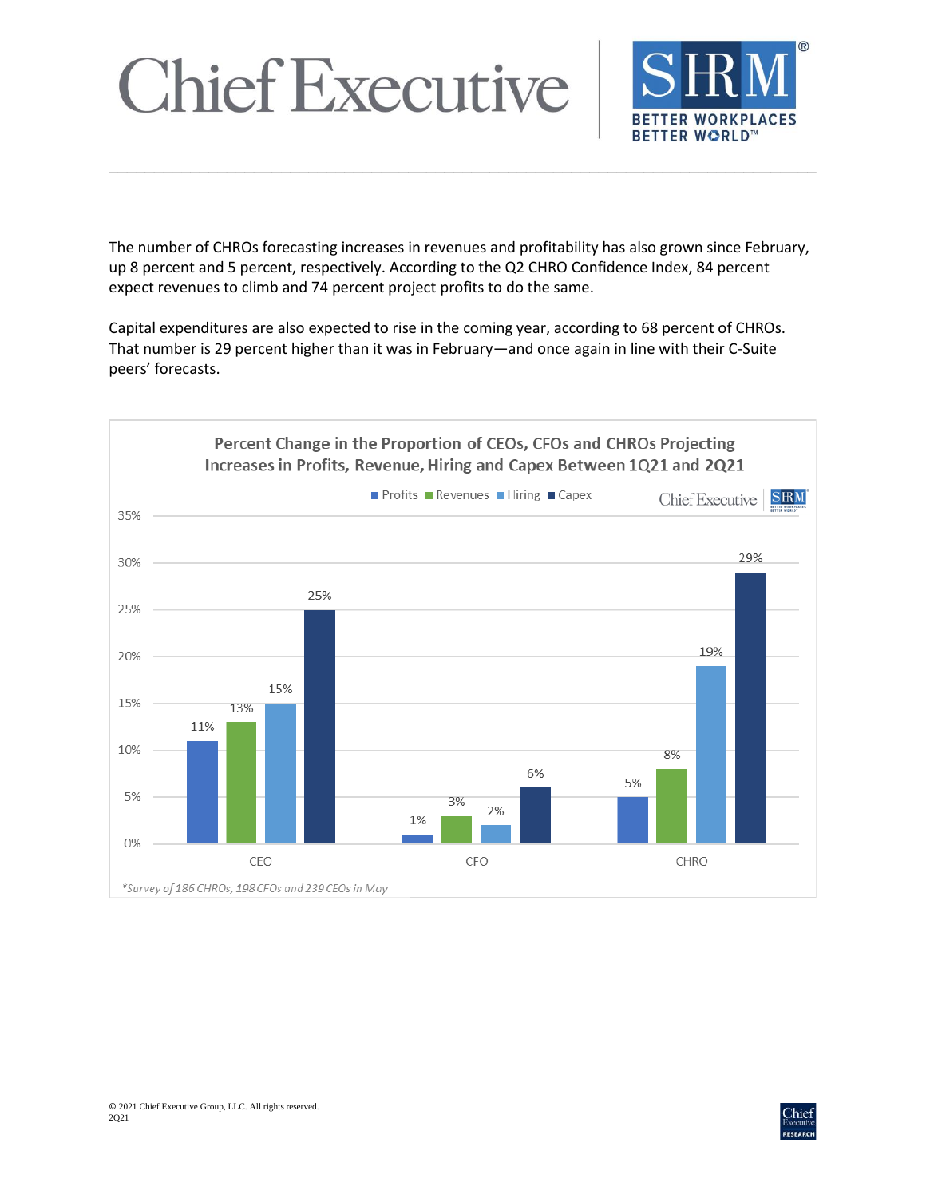The number of CHROs forecasting increases in revenues and profitability has also grown since February, up 8 percent and 5 percent, respectively. According to the Q2 CHRO Confidence Index, 84 percent expect revenues to climb and 74 percent project profits to do the same.

Capital expenditures are also expected to rise in the coming year, according to 68 percent of CHROs. That number is 29 percent higher than it was in February—and once again in line with their C-Suite peers' forecasts.

**Percent Change in the Proportion of CEOs, CFOs and CHROs Projecting Increases in Profits, Revenue, Hiring and Capex Between 1Q21 and 2Q21**

| | Profits | Revenues | Hiring | Capex |
|---|---|---|---|---|
| CEO | 11% | 13% | 15% | 25% |
| CFO | 1% | 3% | 2% | 6% |
| CHRO | 5% | 8% | 19% | 29% |

*Survey of 186 CHROs, 198 CFOs and 239 CEOs in May*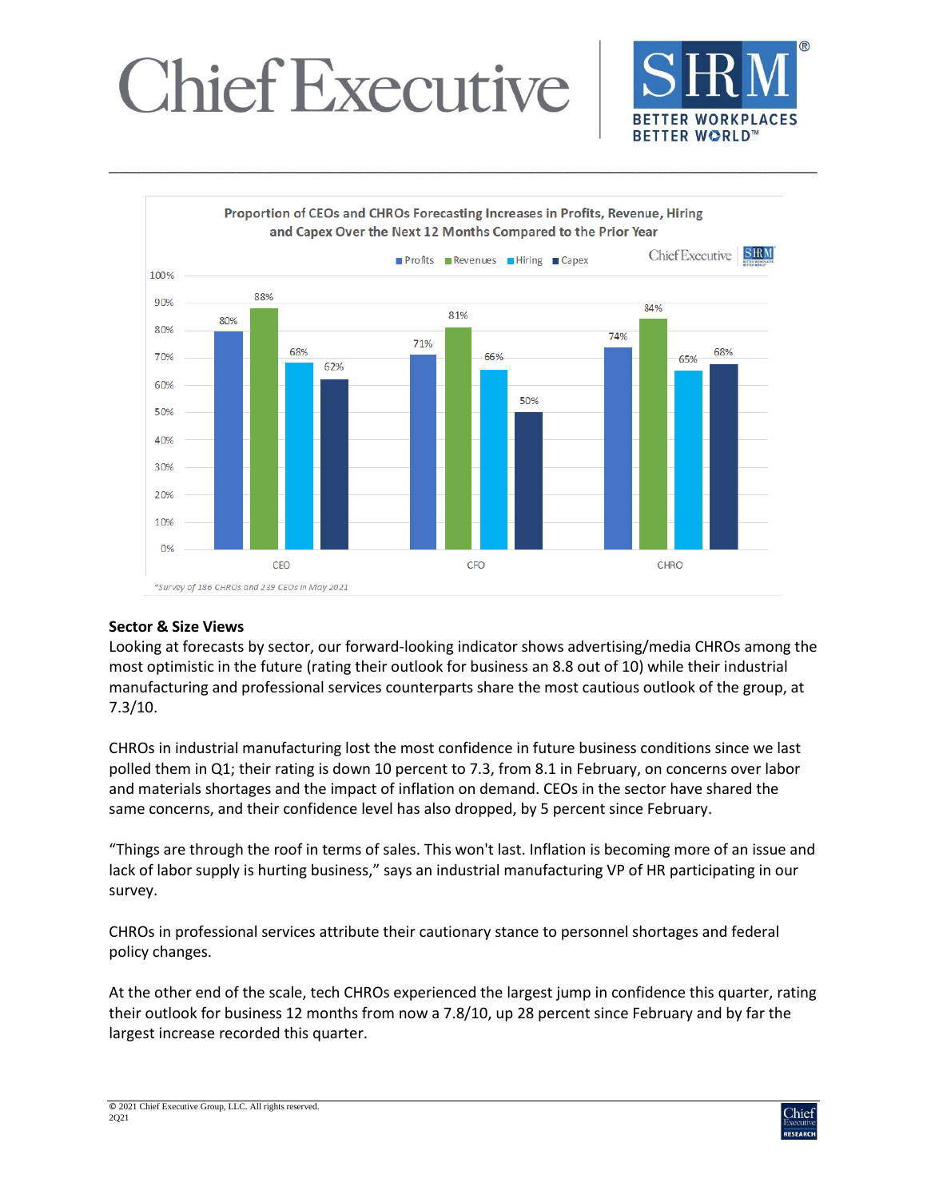Proportion of CEOs and CHROs Forecasting Increases in Profits, Revenue, Hiring and Capex Over the Next 12 Months Compared to the Prior Year

| | Profits | Revenues | Hiring | Capex |
| --- | --- | --- | --- | --- |
| CEO | 80% | 88% | 68% | 62% |
| CFO | 71% | 81% | 66% | 50% |
| CHRO | 74% | 84% | 65% | 68% |

*Survey of 186 CHROs and 239 CEOs in May 2021*

**Sector & Size Views**

Looking at forecasts by sector, our forward-looking indicator shows advertising/media CHROs among the most optimistic in the future (rating their outlook for business an 8.8 out of 10) while their industrial manufacturing and professional services counterparts share the most cautious outlook of the group, at 7.3/10.

CHROs in industrial manufacturing lost the most confidence in future business conditions since we last polled them in Q1; their rating is down 10 percent to 7.3, from 8.1 in February, on concerns over labor and materials shortages and the impact of inflation on demand. CEOs in the sector have shared the same concerns, and their confidence level has also dropped, by 5 percent since February.

"Things are through the roof in terms of sales. This won't last. Inflation is becoming more of an issue and lack of labor supply is hurting business," says an industrial manufacturing VP of HR participating in our survey.

CHROs in professional services attribute their cautionary stance to personnel shortages and federal policy changes.

At the other end of the scale, tech CHROs experienced the largest jump in confidence this quarter, rating their outlook for business 12 months from now a 7.8/10, up 28 percent since February and by far the largest increase recorded this quarter.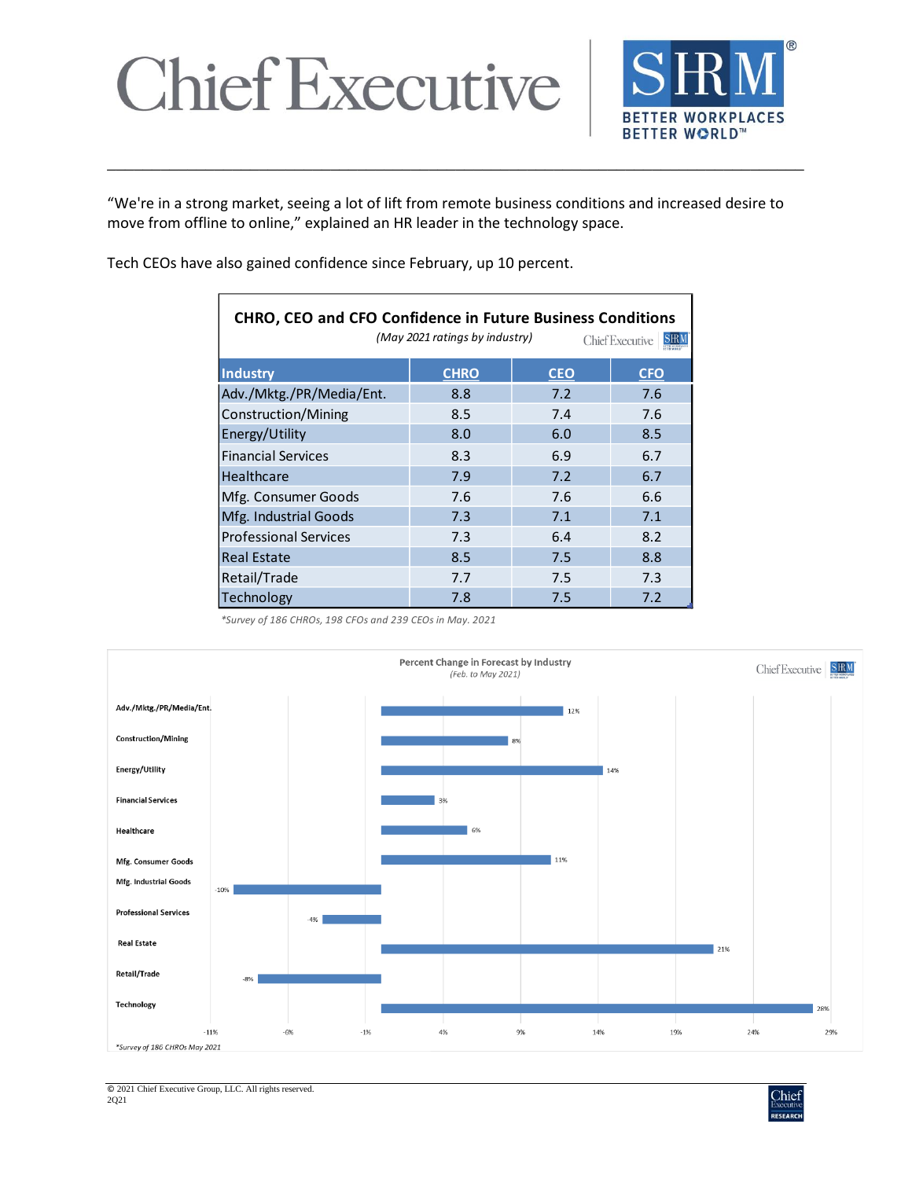"We're in a strong market, seeing a lot of lift from remote business conditions and increased desire to move from offline to online," explained an HR leader in the technology space.

Tech CEOs have also gained confidence since February, up 10 percent.

**CHRO, CEO and CFO Confidence in Future Business Conditions**

*(May 2021 ratings by industry)*

| Industry | CHRO | CEO | CFO |
|---|---|---|---|
| Adv./Mktg./PR/Media/Ent. | 8.8 | 7.2 | 7.6 |
| Construction/Mining | 8.5 | 7.4 | 7.6 |
| Energy/Utility | 8.0 | 6.0 | 8.5 |
| Financial Services | 8.3 | 6.9 | 6.7 |
| Healthcare | 7.9 | 7.2 | 6.7 |
| Mfg. Consumer Goods | 7.6 | 7.6 | 6.6 |
| Mfg. Industrial Goods | 7.3 | 7.1 | 7.1 |
| Professional Services | 7.3 | 6.4 | 8.2 |
| Real Estate | 8.5 | 7.5 | 8.8 |
| Retail/Trade | 7.7 | 7.5 | 7.3 |
| Technology | 7.8 | 7.5 | 7.2 |

*Survey of 186 CHROs, 198 CFOs and 239 CEOs in May. 2021*

**Percent Change in Forecast by Industry**

*(Feb. to May 2021)*

| Industry | Percent Change |
|---|---|
| Adv./Mktg./PR/Media/Ent. | 12% |
| Construction/Mining | 8% |
| Energy/Utility | 14% |
| Financial Services | 3% |
| Healthcare | 6% |
| Mfg. Consumer Goods | 11% |
| Mfg. Industrial Goods | -10% |
| Professional Services | -4% |
| Real Estate | 21% |
| Retail/Trade | -8% |
| Technology | 28% |

*Survey of 186 CHROs May 2021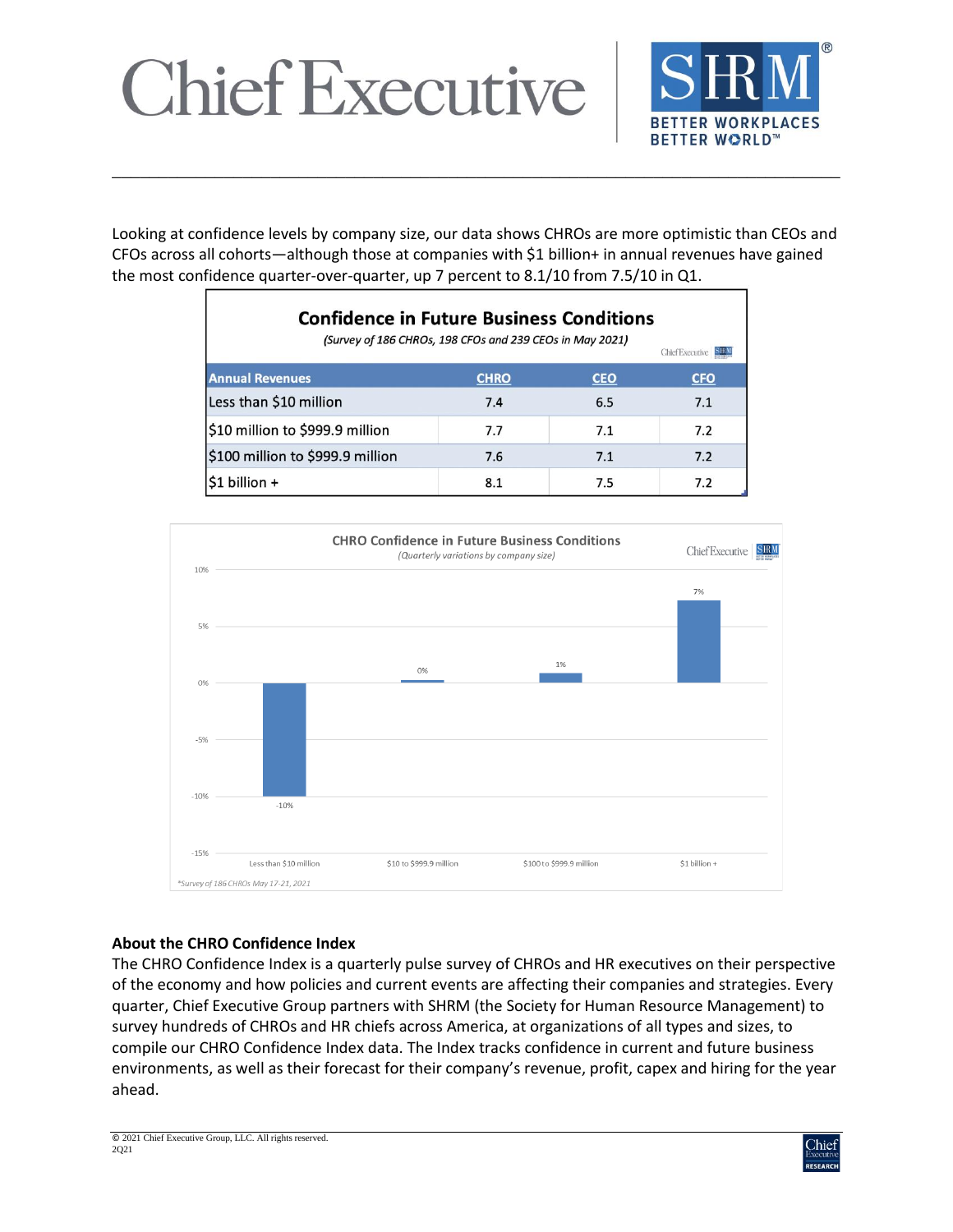Looking at confidence levels by company size, our data shows CHROs are more optimistic than CEOs and CFOs across all cohorts—although those at companies with $1 billion+ in annual revenues have gained the most confidence quarter-over-quarter, up 7 percent to 8.1/10 from 7.5/10 in Q1.

**Confidence in Future Business Conditions**

*(Survey of 186 CHROs, 198 CFOs and 239 CEOs in May 2021)*

| Annual Revenues | CHRO | CEO | CFO |
|---|---|---|---|
| Less than $10 million | 7.4 | 6.5 | 7.1 |
| $10 million to $999.9 million | 7.7 | 7.1 | 7.2 |
| $100 million to $999.9 million | 7.6 | 7.1 | 7.2 |
| $1 billion + | 8.1 | 7.5 | 7.2 |

CHRO Confidence in Future Business Conditions

*(Quarterly variations by company size)*

10%
5%
0%
-5%
-10%
-15%

-10%
0%
1%
7%

Less than $10 million
$10 to $999.9 million
$100 to $999.9 million
$1 billion +

*Survey of 186 CHROs May 17-21, 2021

### About the CHRO Confidence Index

The CHRO Confidence Index is a quarterly pulse survey of CHROs and HR executives on their perspective of the economy and how policies and current events are affecting their companies and strategies. Every quarter, Chief Executive Group partners with SHRM (the Society for Human Resource Management) to survey hundreds of CHROs and HR chiefs across America, at organizations of all types and sizes, to compile our CHRO Confidence Index data. The Index tracks confidence in current and future business environments, as well as their forecast for their company's revenue, profit, capex and hiring for the year ahead.